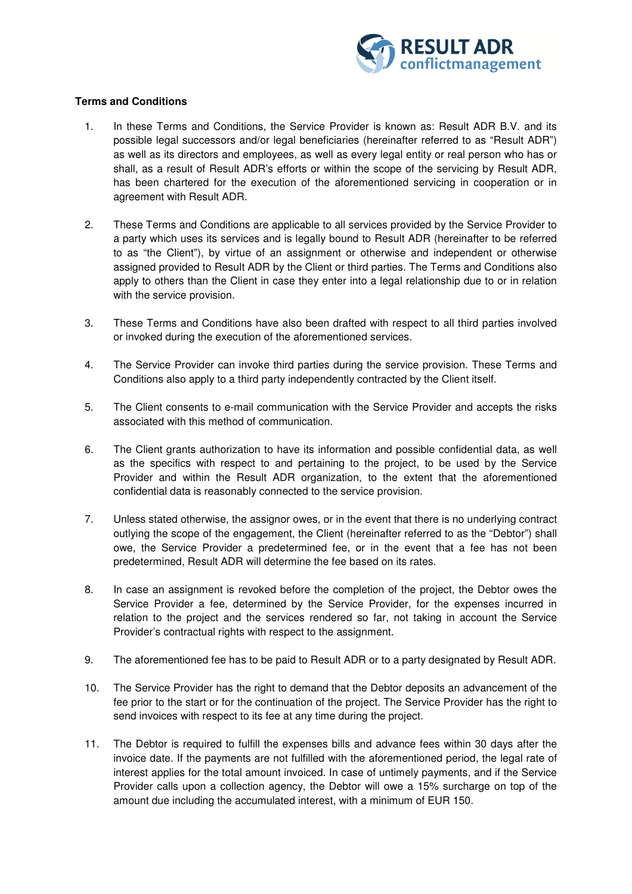**Terms and Conditions**

1. In these Terms and Conditions, the Service Provider is known as: Result ADR B.V. and its possible legal successors and/or legal beneficiaries (hereinafter referred to as "Result ADR") as well as its directors and employees, as well as every legal entity or real person who has or shall, as a result of Result ADR's efforts or within the scope of the servicing by Result ADR, has been chartered for the execution of the aforementioned servicing in cooperation or in agreement with Result ADR.

2. These Terms and Conditions are applicable to all services provided by the Service Provider to a party which uses its services and is legally bound to Result ADR (hereinafter to be referred to as "the Client"), by virtue of an assignment or otherwise and independent or otherwise assigned provided to Result ADR by the Client or third parties. The Terms and Conditions also apply to others than the Client in case they enter into a legal relationship due to or in relation with the service provision.

3. These Terms and Conditions have also been drafted with respect to all third parties involved or invoked during the execution of the aforementioned services.

4. The Service Provider can invoke third parties during the service provision. These Terms and Conditions also apply to a third party independently contracted by the Client itself.

5. The Client consents to e-mail communication with the Service Provider and accepts the risks associated with this method of communication.

6. The Client grants authorization to have its information and possible confidential data, as well as the specifics with respect to and pertaining to the project, to be used by the Service Provider and within the Result ADR organization, to the extent that the aforementioned confidential data is reasonably connected to the service provision.

7. Unless stated otherwise, the assignor owes, or in the event that there is no underlying contract outlying the scope of the engagement, the Client (hereinafter referred to as the "Debtor") shall owe, the Service Provider a predetermined fee, or in the event that a fee has not been predetermined, Result ADR will determine the fee based on its rates.

8. In case an assignment is revoked before the completion of the project, the Debtor owes the Service Provider a fee, determined by the Service Provider, for the expenses incurred in relation to the project and the services rendered so far, not taking in account the Service Provider's contractual rights with respect to the assignment.

9. The aforementioned fee has to be paid to Result ADR or to a party designated by Result ADR.

10. The Service Provider has the right to demand that the Debtor deposits an advancement of the fee prior to the start or for the continuation of the project. The Service Provider has the right to send invoices with respect to its fee at any time during the project.

11. The Debtor is required to fulfill the expenses bills and advance fees within 30 days after the invoice date. If the payments are not fulfilled with the aforementioned period, the legal rate of interest applies for the total amount invoiced. In case of untimely payments, and if the Service Provider calls upon a collection agency, the Debtor will owe a 15% surcharge on top of the amount due including the accumulated interest, with a minimum of EUR 150.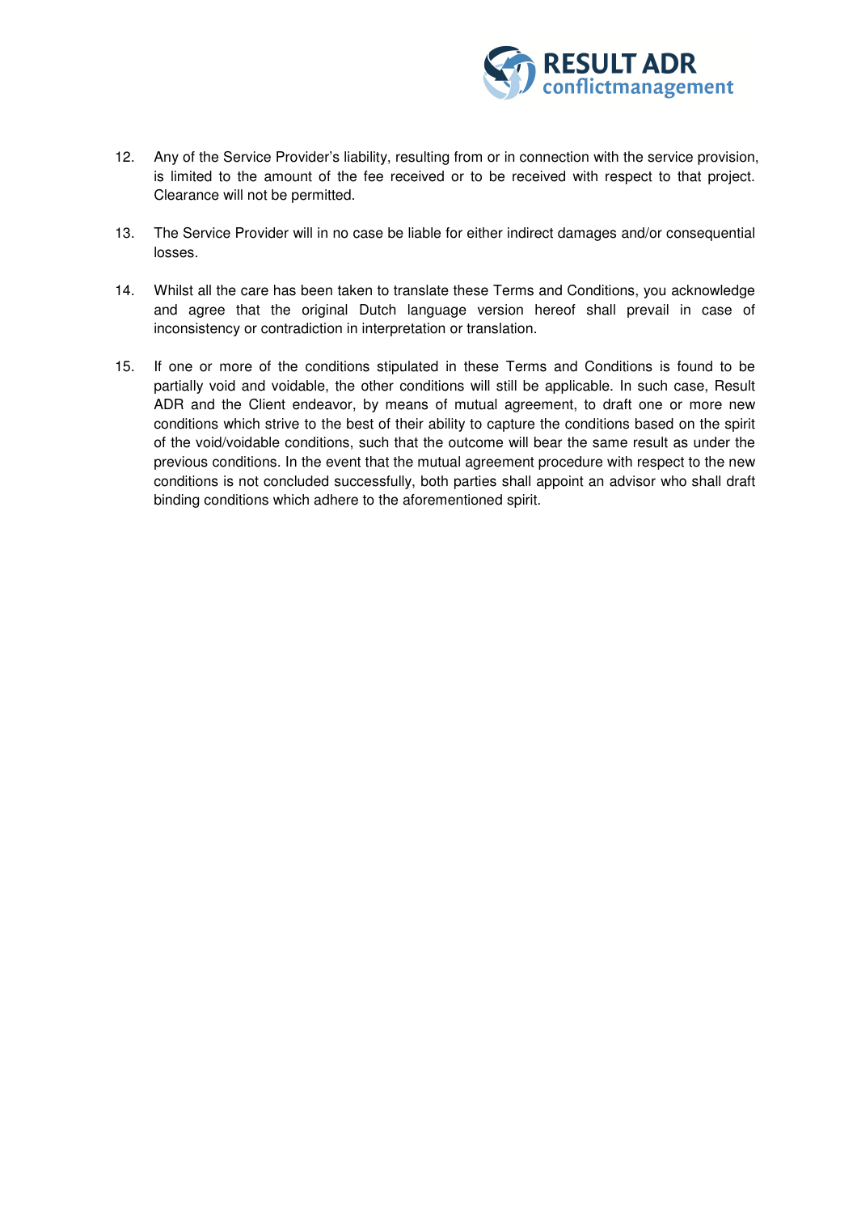12. Any of the Service Provider's liability, resulting from or in connection with the service provision, is limited to the amount of the fee received or to be received with respect to that project. Clearance will not be permitted.

13. The Service Provider will in no case be liable for either indirect damages and/or consequential losses.

14. Whilst all the care has been taken to translate these Terms and Conditions, you acknowledge and agree that the original Dutch language version hereof shall prevail in case of inconsistency or contradiction in interpretation or translation.

15. If one or more of the conditions stipulated in these Terms and Conditions is found to be partially void and voidable, the other conditions will still be applicable. In such case, Result ADR and the Client endeavor, by means of mutual agreement, to draft one or more new conditions which strive to the best of their ability to capture the conditions based on the spirit of the void/voidable conditions, such that the outcome will bear the same result as under the previous conditions. In the event that the mutual agreement procedure with respect to the new conditions is not concluded successfully, both parties shall appoint an advisor who shall draft binding conditions which adhere to the aforementioned spirit.